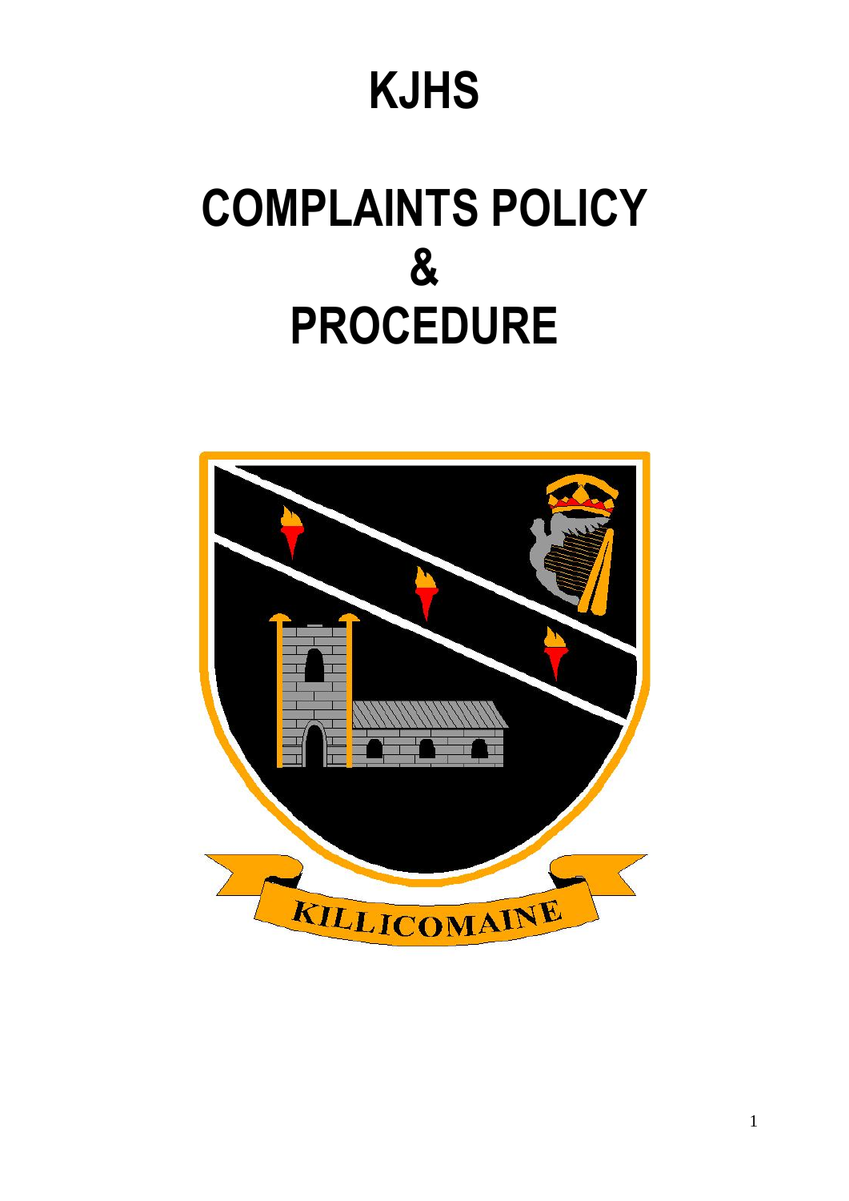# KJHS

# COMPLAINTS POLICY & PROCEDURE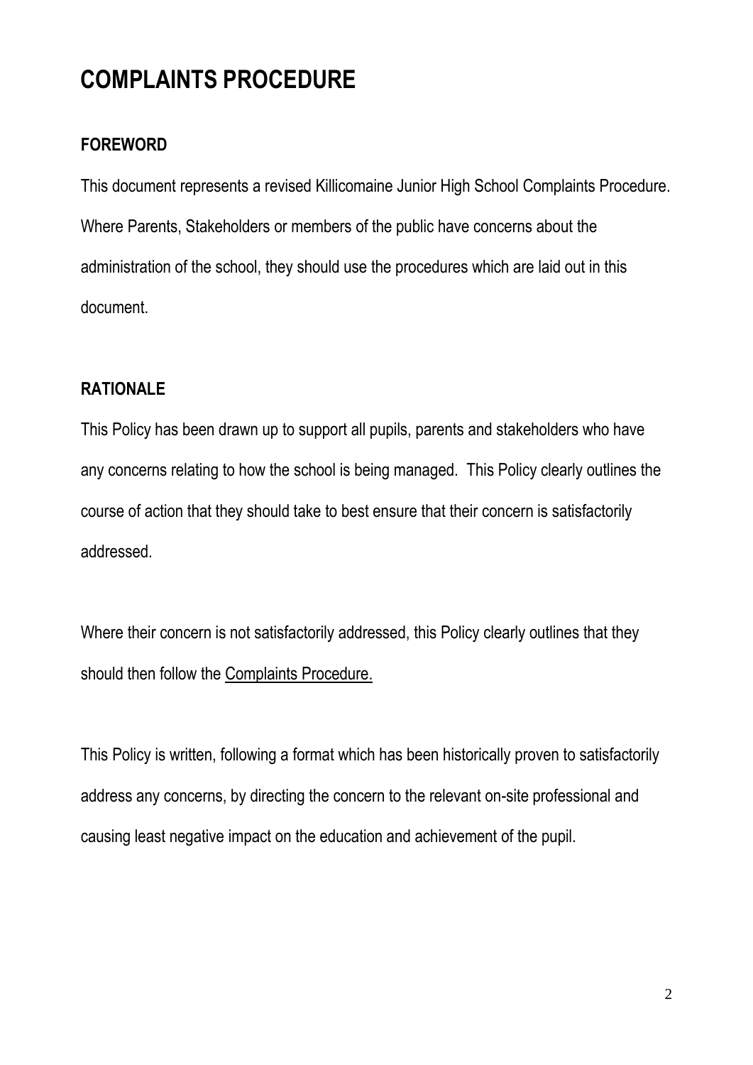# COMPLAINTS PROCEDURE

## FOREWORD

This document represents a revised Killicomaine Junior High School Complaints Procedure. Where Parents, Stakeholders or members of the public have concerns about the administration of the school, they should use the procedures which are laid out in this document.

## RATIONALE

This Policy has been drawn up to support all pupils, parents and stakeholders who have any concerns relating to how the school is being managed. This Policy clearly outlines the course of action that they should take to best ensure that their concern is satisfactorily addressed.

Where their concern is not satisfactorily addressed, this Policy clearly outlines that they should then follow the Complaints Procedure.

This Policy is written, following a format which has been historically proven to satisfactorily address any concerns, by directing the concern to the relevant on-site professional and causing least negative impact on the education and achievement of the pupil.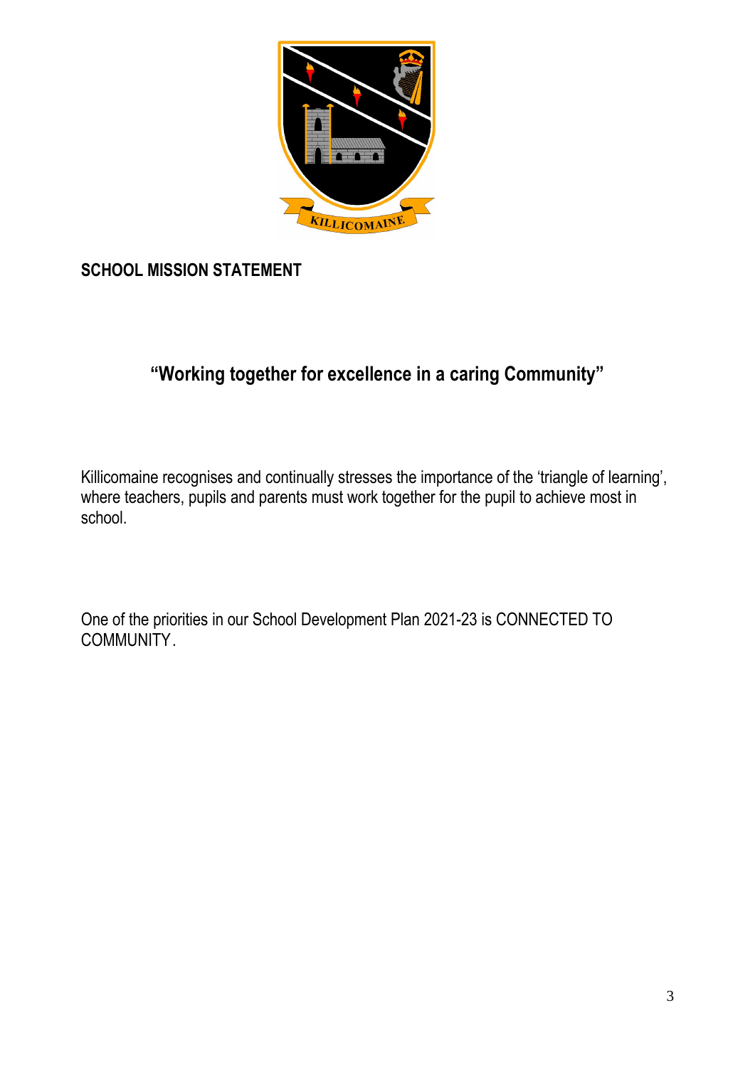## SCHOOL MISSION STATEMENT

**"Working together for excellence in a caring Community"**

Killicomaine recognises and continually stresses the importance of the 'triangle of learning', where teachers, pupils and parents must work together for the pupil to achieve most in school.

One of the priorities in our School Development Plan 2021-23 is CONNECTED TO COMMUNITY.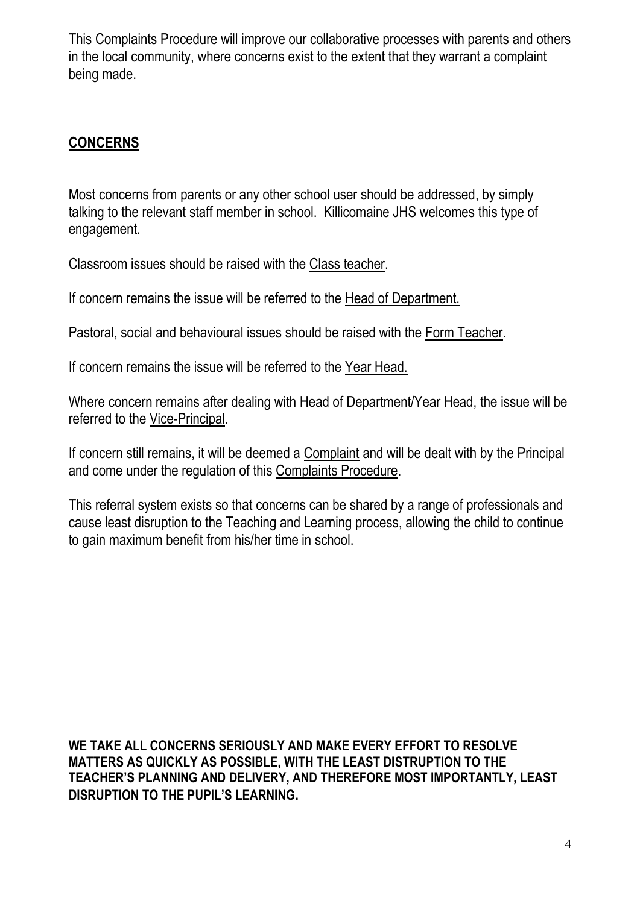This Complaints Procedure will improve our collaborative processes with parents and others in the local community, where concerns exist to the extent that they warrant a complaint being made.

## CONCERNS

Most concerns from parents or any other school user should be addressed, by simply talking to the relevant staff member in school. Killicomaine JHS welcomes this type of engagement.

Classroom issues should be raised with the Class teacher.

If concern remains the issue will be referred to the Head of Department.

Pastoral, social and behavioural issues should be raised with the Form Teacher.

If concern remains the issue will be referred to the Year Head.

Where concern remains after dealing with Head of Department/Year Head, the issue will be referred to the Vice-Principal.

If concern still remains, it will be deemed a Complaint and will be dealt with by the Principal and come under the regulation of this Complaints Procedure.

This referral system exists so that concerns can be shared by a range of professionals and cause least disruption to the Teaching and Learning process, allowing the child to continue to gain maximum benefit from his/her time in school.

**WE TAKE ALL CONCERNS SERIOUSLY AND MAKE EVERY EFFORT TO RESOLVE MATTERS AS QUICKLY AS POSSIBLE, WITH THE LEAST DISTRUPTION TO THE TEACHER'S PLANNING AND DELIVERY, AND THEREFORE MOST IMPORTANTLY, LEAST DISRUPTION TO THE PUPIL'S LEARNING.**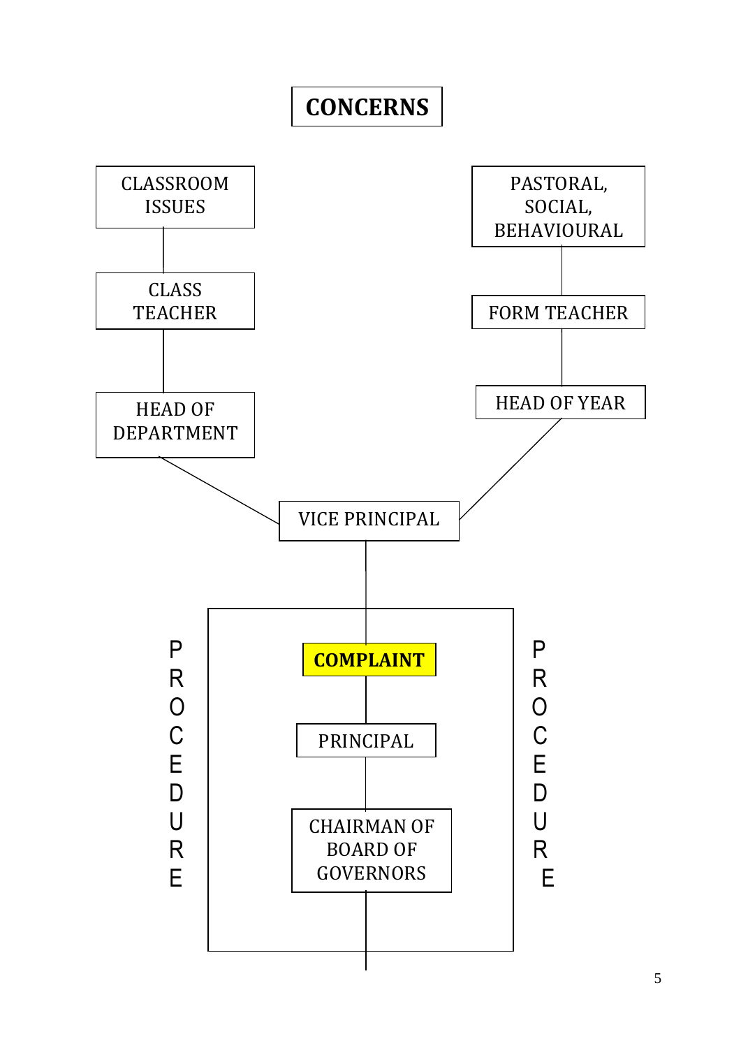# CONCERNS

CLASSROOM ISSUES

CLASS TEACHER

HEAD OF DEPARTMENT

PASTORAL, SOCIAL, BEHAVIOURAL

FORM TEACHER

HEAD OF YEAR

VICE PRINCIPAL

PROCEDURE

**COMPLAINT**

PRINCIPAL

CHAIRMAN OF BOARD OF GOVERNORS

PROCEDURE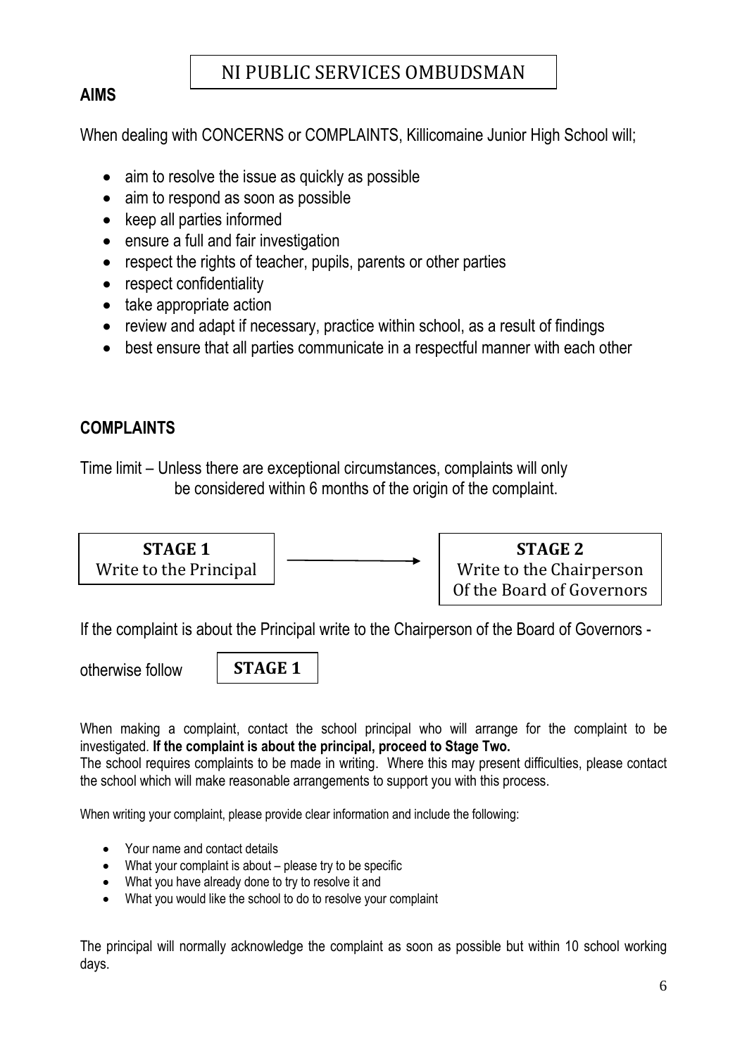# NI PUBLIC SERVICES OMBUDSMAN

## AIMS

When dealing with CONCERNS or COMPLAINTS, Killicomaine Junior High School will;

- aim to resolve the issue as quickly as possible
- aim to respond as soon as possible
- keep all parties informed
- ensure a full and fair investigation
- respect the rights of teacher, pupils, parents or other parties
- respect confidentiality
- take appropriate action
- review and adapt if necessary, practice within school, as a result of findings
- best ensure that all parties communicate in a respectful manner with each other

## COMPLAINTS

Time limit – Unless there are exceptional circumstances, complaints will only be considered within 6 months of the origin of the complaint.

**STAGE 1**
Write to the Principal

→

**STAGE 2**
Write to the Chairperson Of the Board of Governors

If the complaint is about the Principal write to the Chairperson of the Board of Governors - otherwise follow **STAGE 1**

When making a complaint, contact the school principal who will arrange for the complaint to be investigated. **If the complaint is about the principal, proceed to Stage Two.**
The school requires complaints to be made in writing. Where this may present difficulties, please contact the school which will make reasonable arrangements to support you with this process.

When writing your complaint, please provide clear information and include the following:

- Your name and contact details
- What your complaint is about – please try to be specific
- What you have already done to try to resolve it and
- What you would like the school to do to resolve your complaint

The principal will normally acknowledge the complaint as soon as possible but within 10 school working days.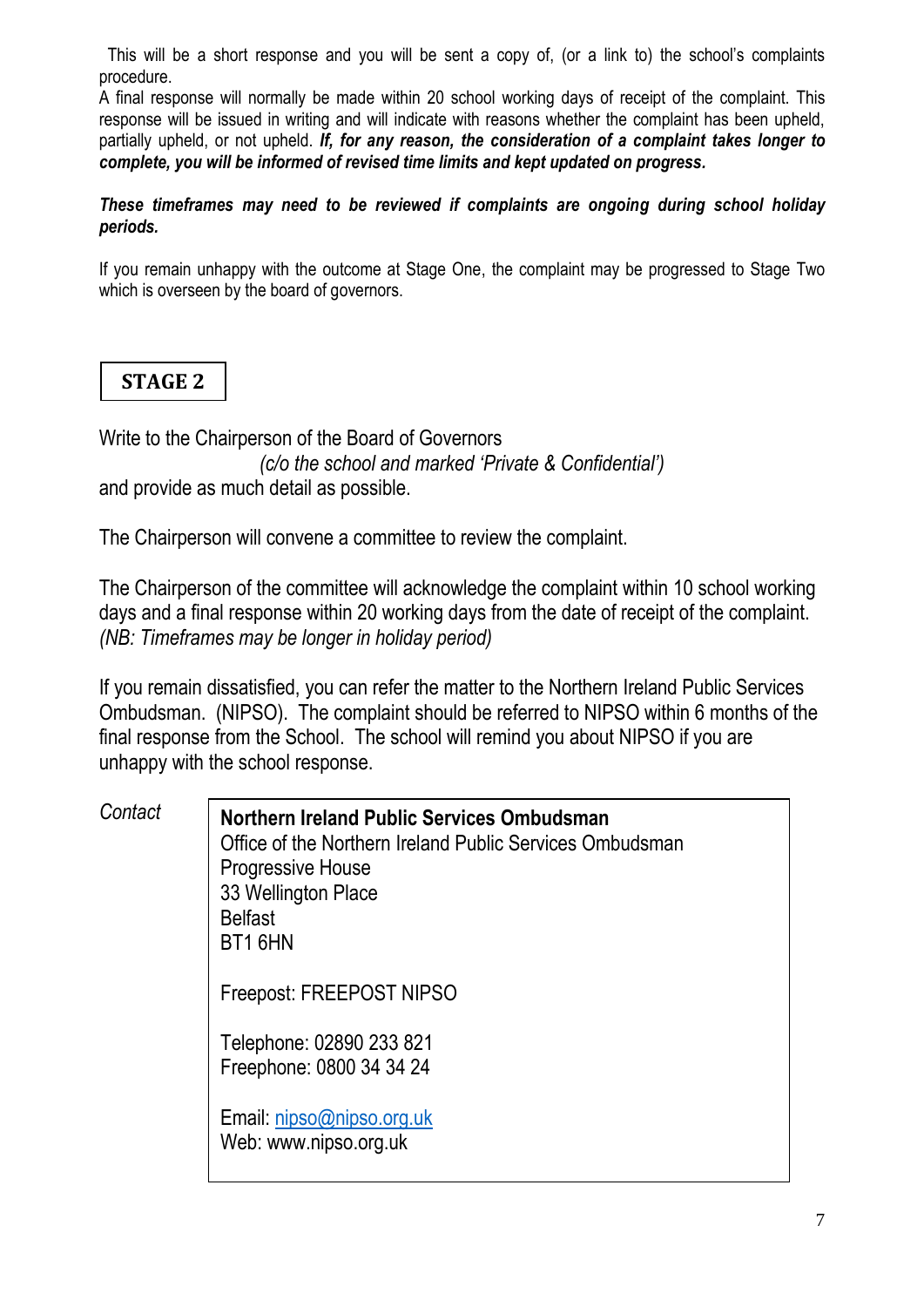This will be a short response and you will be sent a copy of, (or a link to) the school's complaints procedure.

A final response will normally be made within 20 school working days of receipt of the complaint. This response will be issued in writing and will indicate with reasons whether the complaint has been upheld, partially upheld, or not upheld. ***If, for any reason, the consideration of a complaint takes longer to complete, you will be informed of revised time limits and kept updated on progress.***

***These timeframes may need to be reviewed if complaints are ongoing during school holiday periods.***

If you remain unhappy with the outcome at Stage One, the complaint may be progressed to Stage Two which is overseen by the board of governors.

## STAGE 2

Write to the Chairperson of the Board of Governors
*(c/o the school and marked 'Private & Confidential')*
and provide as much detail as possible.

The Chairperson will convene a committee to review the complaint.

The Chairperson of the committee will acknowledge the complaint within 10 school working days and a final response within 20 working days from the date of receipt of the complaint. *(NB: Timeframes may be longer in holiday period)*

If you remain dissatisfied, you can refer the matter to the Northern Ireland Public Services Ombudsman. (NIPSO). The complaint should be referred to NIPSO within 6 months of the final response from the School. The school will remind you about NIPSO if you are unhappy with the school response.

*Contact*

**Northern Ireland Public Services Ombudsman**
Office of the Northern Ireland Public Services Ombudsman
Progressive House
33 Wellington Place
Belfast
BT1 6HN

Freepost: FREEPOST NIPSO

Telephone: 02890 233 821
Freephone: 0800 34 34 24

Email: nipso@nipso.org.uk
Web: www.nipso.org.uk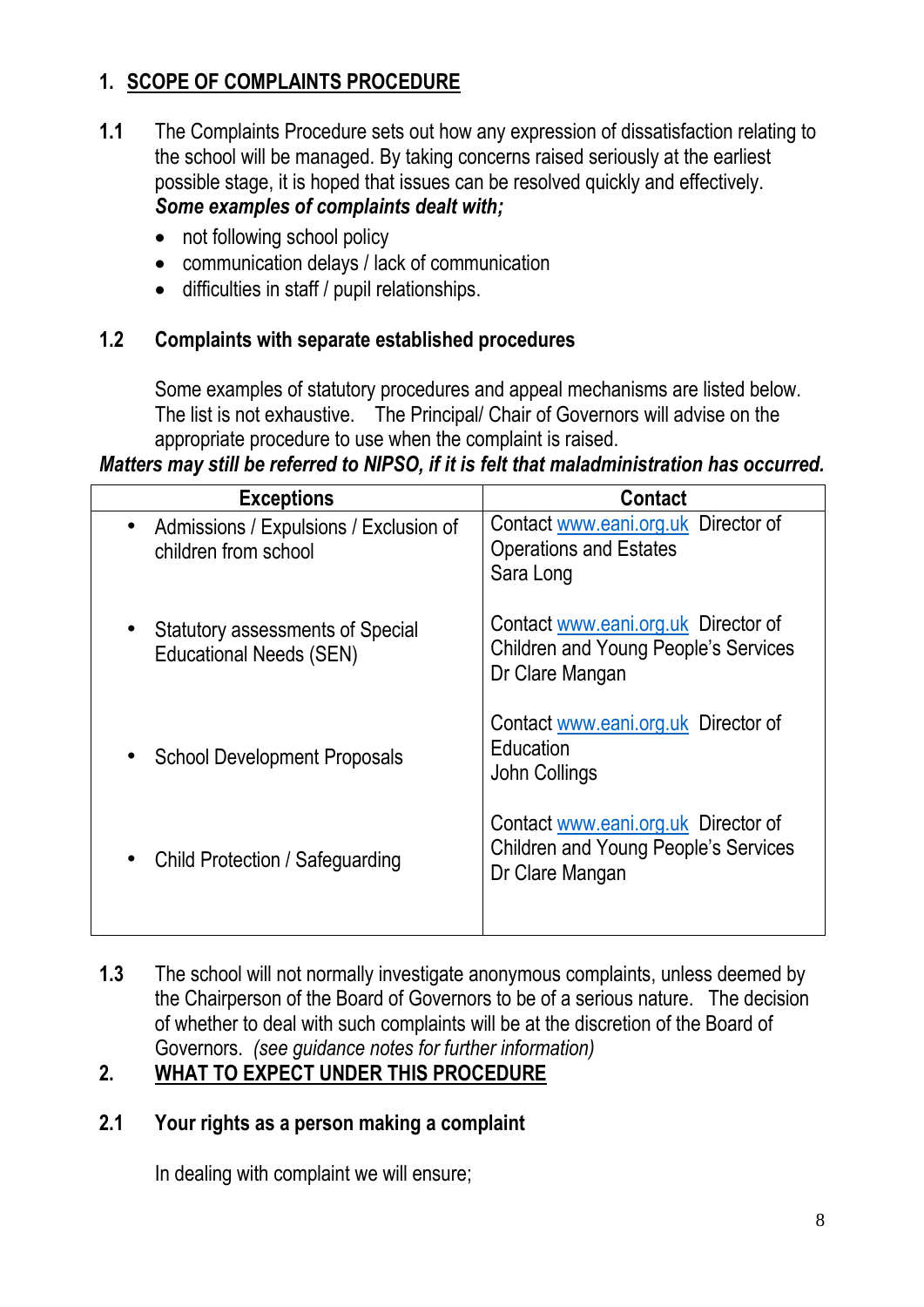## 1. SCOPE OF COMPLAINTS PROCEDURE

**1.1** The Complaints Procedure sets out how any expression of dissatisfaction relating to the school will be managed. By taking concerns raised seriously at the earliest possible stage, it is hoped that issues can be resolved quickly and effectively.
***Some examples of complaints dealt with;***

- not following school policy
- communication delays / lack of communication
- difficulties in staff / pupil relationships.

### 1.2 Complaints with separate established procedures

Some examples of statutory procedures and appeal mechanisms are listed below. The list is not exhaustive. The Principal/ Chair of Governors will advise on the appropriate procedure to use when the complaint is raised.

***Matters may still be referred to NIPSO, if it is felt that maladministration has occurred.***

| Exceptions | Contact |
|---|---|
| • Admissions / Expulsions / Exclusion of children from school | Contact www.eani.org.uk Director of Operations and Estates Sara Long |
| • Statutory assessments of Special Educational Needs (SEN) | Contact www.eani.org.uk Director of Children and Young People's Services Dr Clare Mangan |
| • School Development Proposals | Contact www.eani.org.uk Director of Education John Collings |
| • Child Protection / Safeguarding | Contact www.eani.org.uk Director of Children and Young People's Services Dr Clare Mangan |

**1.3** The school will not normally investigate anonymous complaints, unless deemed by the Chairperson of the Board of Governors to be of a serious nature. The decision of whether to deal with such complaints will be at the discretion of the Board of Governors. *(see guidance notes for further information)*

## 2. WHAT TO EXPECT UNDER THIS PROCEDURE

### 2.1 Your rights as a person making a complaint

In dealing with complaint we will ensure;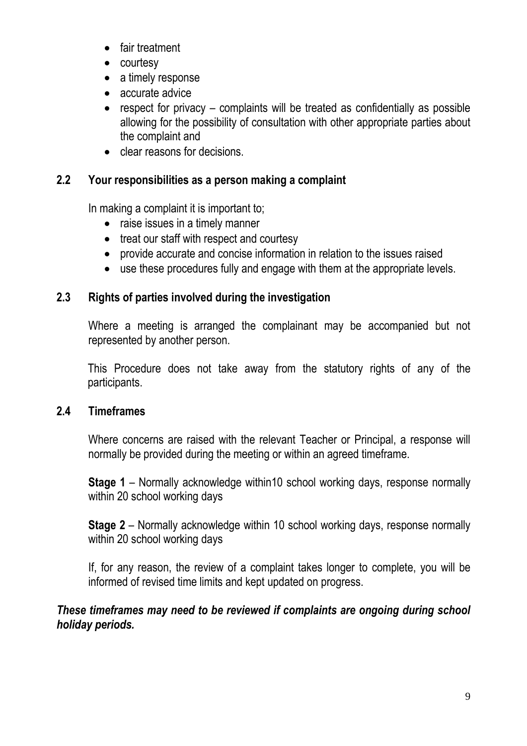- fair treatment
- courtesy
- a timely response
- accurate advice
- respect for privacy – complaints will be treated as confidentially as possible allowing for the possibility of consultation with other appropriate parties about the complaint and
- clear reasons for decisions.

### 2.2 Your responsibilities as a person making a complaint

In making a complaint it is important to;

- raise issues in a timely manner
- treat our staff with respect and courtesy
- provide accurate and concise information in relation to the issues raised
- use these procedures fully and engage with them at the appropriate levels.

### 2.3 Rights of parties involved during the investigation

Where a meeting is arranged the complainant may be accompanied but not represented by another person.

This Procedure does not take away from the statutory rights of any of the participants.

### 2.4 Timeframes

Where concerns are raised with the relevant Teacher or Principal, a response will normally be provided during the meeting or within an agreed timeframe.

**Stage 1** – Normally acknowledge within10 school working days, response normally within 20 school working days

**Stage 2** – Normally acknowledge within 10 school working days, response normally within 20 school working days

If, for any reason, the review of a complaint takes longer to complete, you will be informed of revised time limits and kept updated on progress.

***These timeframes may need to be reviewed if complaints are ongoing during school holiday periods.***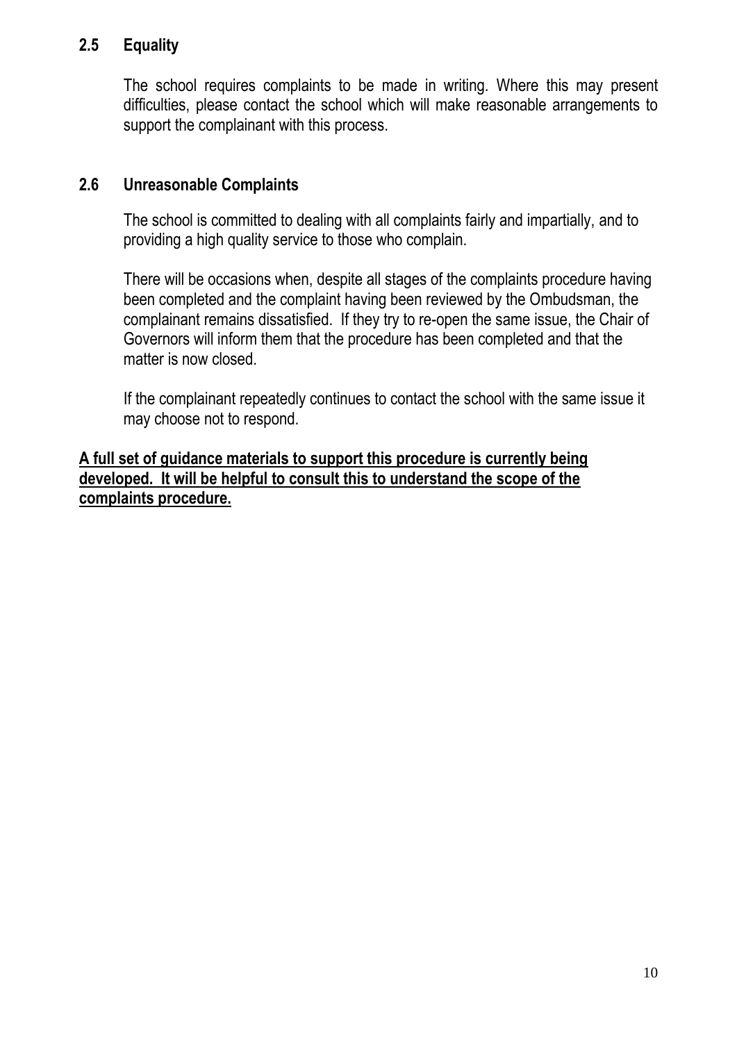## 2.5 Equality

The school requires complaints to be made in writing. Where this may present difficulties, please contact the school which will make reasonable arrangements to support the complainant with this process.

## 2.6 Unreasonable Complaints

The school is committed to dealing with all complaints fairly and impartially, and to providing a high quality service to those who complain.

There will be occasions when, despite all stages of the complaints procedure having been completed and the complaint having been reviewed by the Ombudsman, the complainant remains dissatisfied. If they try to re-open the same issue, the Chair of Governors will inform them that the procedure has been completed and that the matter is now closed.

If the complainant repeatedly continues to contact the school with the same issue it may choose not to respond.

**A full set of guidance materials to support this procedure is currently being developed. It will be helpful to consult this to understand the scope of the complaints procedure.**